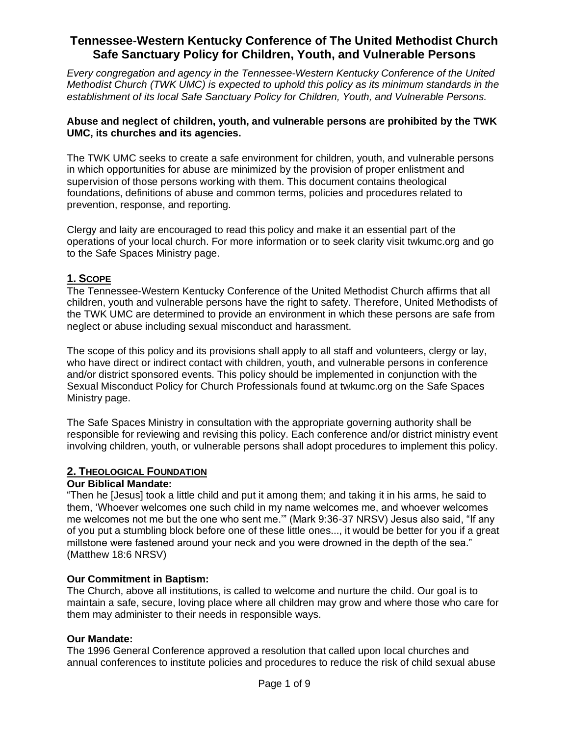# Tennessee-Western Kentucky Conference of The United Methodist Church
# Safe Sanctuary Policy for Children, Youth, and Vulnerable Persons

*Every congregation and agency in the Tennessee-Western Kentucky Conference of the United Methodist Church (TWK UMC) is expected to uphold this policy as its minimum standards in the establishment of its local Safe Sanctuary Policy for Children, Youth, and Vulnerable Persons.*

**Abuse and neglect of children, youth, and vulnerable persons are prohibited by the TWK UMC, its churches and its agencies.**

The TWK UMC seeks to create a safe environment for children, youth, and vulnerable persons in which opportunities for abuse are minimized by the provision of proper enlistment and supervision of those persons working with them. This document contains theological foundations, definitions of abuse and common terms, policies and procedures related to prevention, response, and reporting.

Clergy and laity are encouraged to read this policy and make it an essential part of the operations of your local church. For more information or to seek clarity visit twkumc.org and go to the Safe Spaces Ministry page.

## 1. Scope

The Tennessee-Western Kentucky Conference of the United Methodist Church affirms that all children, youth and vulnerable persons have the right to safety. Therefore, United Methodists of the TWK UMC are determined to provide an environment in which these persons are safe from neglect or abuse including sexual misconduct and harassment.

The scope of this policy and its provisions shall apply to all staff and volunteers, clergy or lay, who have direct or indirect contact with children, youth, and vulnerable persons in conference and/or district sponsored events. This policy should be implemented in conjunction with the Sexual Misconduct Policy for Church Professionals found at twkumc.org on the Safe Spaces Ministry page.

The Safe Spaces Ministry in consultation with the appropriate governing authority shall be responsible for reviewing and revising this policy. Each conference and/or district ministry event involving children, youth, or vulnerable persons shall adopt procedures to implement this policy.

## 2. Theological Foundation

### Our Biblical Mandate:

"Then he [Jesus] took a little child and put it among them; and taking it in his arms, he said to them, 'Whoever welcomes one such child in my name welcomes me, and whoever welcomes me welcomes not me but the one who sent me.'" (Mark 9:36-37 NRSV) Jesus also said, "If any of you put a stumbling block before one of these little ones..., it would be better for you if a great millstone were fastened around your neck and you were drowned in the depth of the sea." (Matthew 18:6 NRSV)

### Our Commitment in Baptism:

The Church, above all institutions, is called to welcome and nurture the child. Our goal is to maintain a safe, secure, loving place where all children may grow and where those who care for them may administer to their needs in responsible ways.

### Our Mandate:

The 1996 General Conference approved a resolution that called upon local churches and annual conferences to institute policies and procedures to reduce the risk of child sexual abuse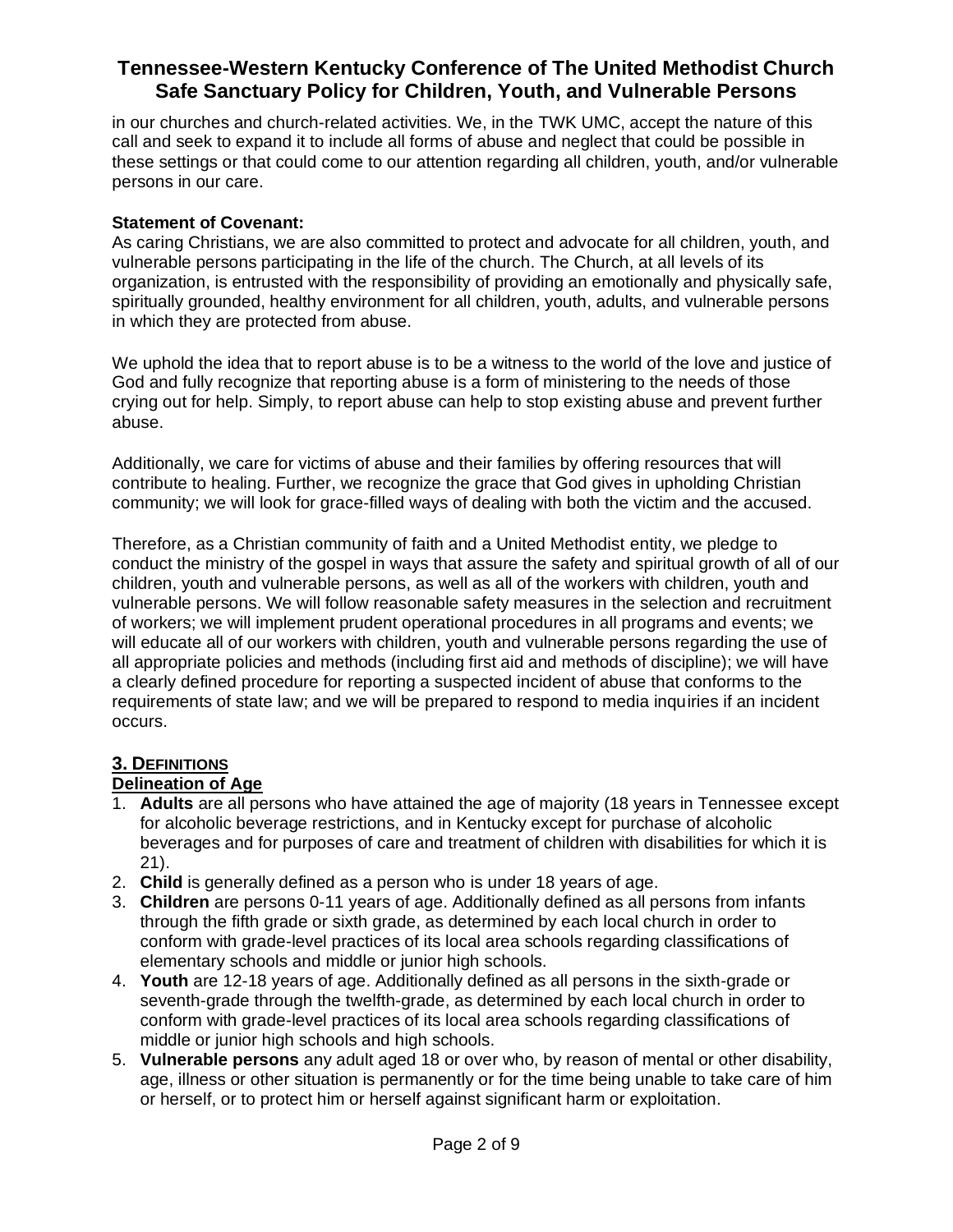in our churches and church-related activities. We, in the TWK UMC, accept the nature of this call and seek to expand it to include all forms of abuse and neglect that could be possible in these settings or that could come to our attention regarding all children, youth, and/or vulnerable persons in our care.

**Statement of Covenant:**

As caring Christians, we are also committed to protect and advocate for all children, youth, and vulnerable persons participating in the life of the church. The Church, at all levels of its organization, is entrusted with the responsibility of providing an emotionally and physically safe, spiritually grounded, healthy environment for all children, youth, adults, and vulnerable persons in which they are protected from abuse.

We uphold the idea that to report abuse is to be a witness to the world of the love and justice of God and fully recognize that reporting abuse is a form of ministering to the needs of those crying out for help. Simply, to report abuse can help to stop existing abuse and prevent further abuse.

Additionally, we care for victims of abuse and their families by offering resources that will contribute to healing. Further, we recognize the grace that God gives in upholding Christian community; we will look for grace-filled ways of dealing with both the victim and the accused.

Therefore, as a Christian community of faith and a United Methodist entity, we pledge to conduct the ministry of the gospel in ways that assure the safety and spiritual growth of all of our children, youth and vulnerable persons, as well as all of the workers with children, youth and vulnerable persons. We will follow reasonable safety measures in the selection and recruitment of workers; we will implement prudent operational procedures in all programs and events; we will educate all of our workers with children, youth and vulnerable persons regarding the use of all appropriate policies and methods (including first aid and methods of discipline); we will have a clearly defined procedure for reporting a suspected incident of abuse that conforms to the requirements of state law; and we will be prepared to respond to media inquiries if an incident occurs.

## 3. DEFINITIONS

### Delineation of Age

1. **Adults** are all persons who have attained the age of majority (18 years in Tennessee except for alcoholic beverage restrictions, and in Kentucky except for purchase of alcoholic beverages and for purposes of care and treatment of children with disabilities for which it is 21).
2. **Child** is generally defined as a person who is under 18 years of age.
3. **Children** are persons 0-11 years of age. Additionally defined as all persons from infants through the fifth grade or sixth grade, as determined by each local church in order to conform with grade-level practices of its local area schools regarding classifications of elementary schools and middle or junior high schools.
4. **Youth** are 12-18 years of age. Additionally defined as all persons in the sixth-grade or seventh-grade through the twelfth-grade, as determined by each local church in order to conform with grade-level practices of its local area schools regarding classifications of middle or junior high schools and high schools.
5. **Vulnerable persons** any adult aged 18 or over who, by reason of mental or other disability, age, illness or other situation is permanently or for the time being unable to take care of him or herself, or to protect him or herself against significant harm or exploitation.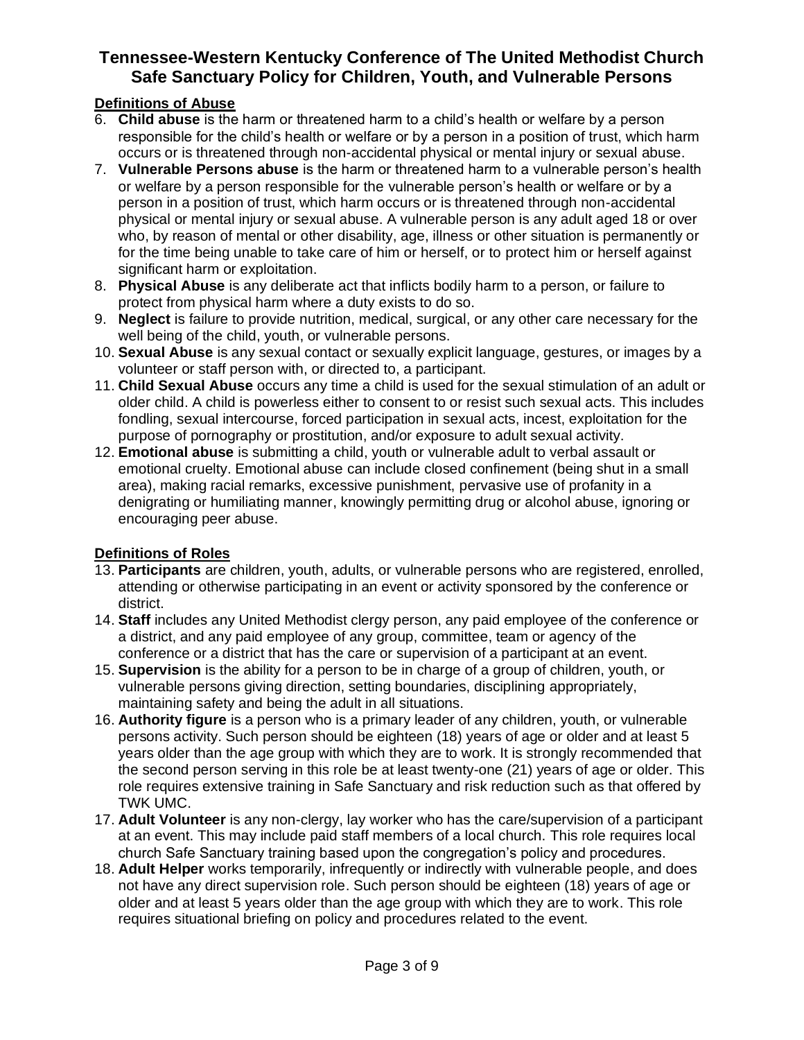## Tennessee-Western Kentucky Conference of The United Methodist Church
## Safe Sanctuary Policy for Children, Youth, and Vulnerable Persons

### Definitions of Abuse

6. **Child abuse** is the harm or threatened harm to a child's health or welfare by a person responsible for the child's health or welfare or by a person in a position of trust, which harm occurs or is threatened through non-accidental physical or mental injury or sexual abuse.
7. **Vulnerable Persons abuse** is the harm or threatened harm to a vulnerable person's health or welfare by a person responsible for the vulnerable person's health or welfare or by a person in a position of trust, which harm occurs or is threatened through non-accidental physical or mental injury or sexual abuse. A vulnerable person is any adult aged 18 or over who, by reason of mental or other disability, age, illness or other situation is permanently or for the time being unable to take care of him or herself, or to protect him or herself against significant harm or exploitation.
8. **Physical Abuse** is any deliberate act that inflicts bodily harm to a person, or failure to protect from physical harm where a duty exists to do so.
9. **Neglect** is failure to provide nutrition, medical, surgical, or any other care necessary for the well being of the child, youth, or vulnerable persons.
10. **Sexual Abuse** is any sexual contact or sexually explicit language, gestures, or images by a volunteer or staff person with, or directed to, a participant.
11. **Child Sexual Abuse** occurs any time a child is used for the sexual stimulation of an adult or older child. A child is powerless either to consent to or resist such sexual acts. This includes fondling, sexual intercourse, forced participation in sexual acts, incest, exploitation for the purpose of pornography or prostitution, and/or exposure to adult sexual activity.
12. **Emotional abuse** is submitting a child, youth or vulnerable adult to verbal assault or emotional cruelty. Emotional abuse can include closed confinement (being shut in a small area), making racial remarks, excessive punishment, pervasive use of profanity in a denigrating or humiliating manner, knowingly permitting drug or alcohol abuse, ignoring or encouraging peer abuse.

### Definitions of Roles

13. **Participants** are children, youth, adults, or vulnerable persons who are registered, enrolled, attending or otherwise participating in an event or activity sponsored by the conference or district.
14. **Staff** includes any United Methodist clergy person, any paid employee of the conference or a district, and any paid employee of any group, committee, team or agency of the conference or a district that has the care or supervision of a participant at an event.
15. **Supervision** is the ability for a person to be in charge of a group of children, youth, or vulnerable persons giving direction, setting boundaries, disciplining appropriately, maintaining safety and being the adult in all situations.
16. **Authority figure** is a person who is a primary leader of any children, youth, or vulnerable persons activity. Such person should be eighteen (18) years of age or older and at least 5 years older than the age group with which they are to work. It is strongly recommended that the second person serving in this role be at least twenty-one (21) years of age or older. This role requires extensive training in Safe Sanctuary and risk reduction such as that offered by TWK UMC.
17. **Adult Volunteer** is any non-clergy, lay worker who has the care/supervision of a participant at an event. This may include paid staff members of a local church. This role requires local church Safe Sanctuary training based upon the congregation's policy and procedures.
18. **Adult Helper** works temporarily, infrequently or indirectly with vulnerable people, and does not have any direct supervision role. Such person should be eighteen (18) years of age or older and at least 5 years older than the age group with which they are to work. This role requires situational briefing on policy and procedures related to the event.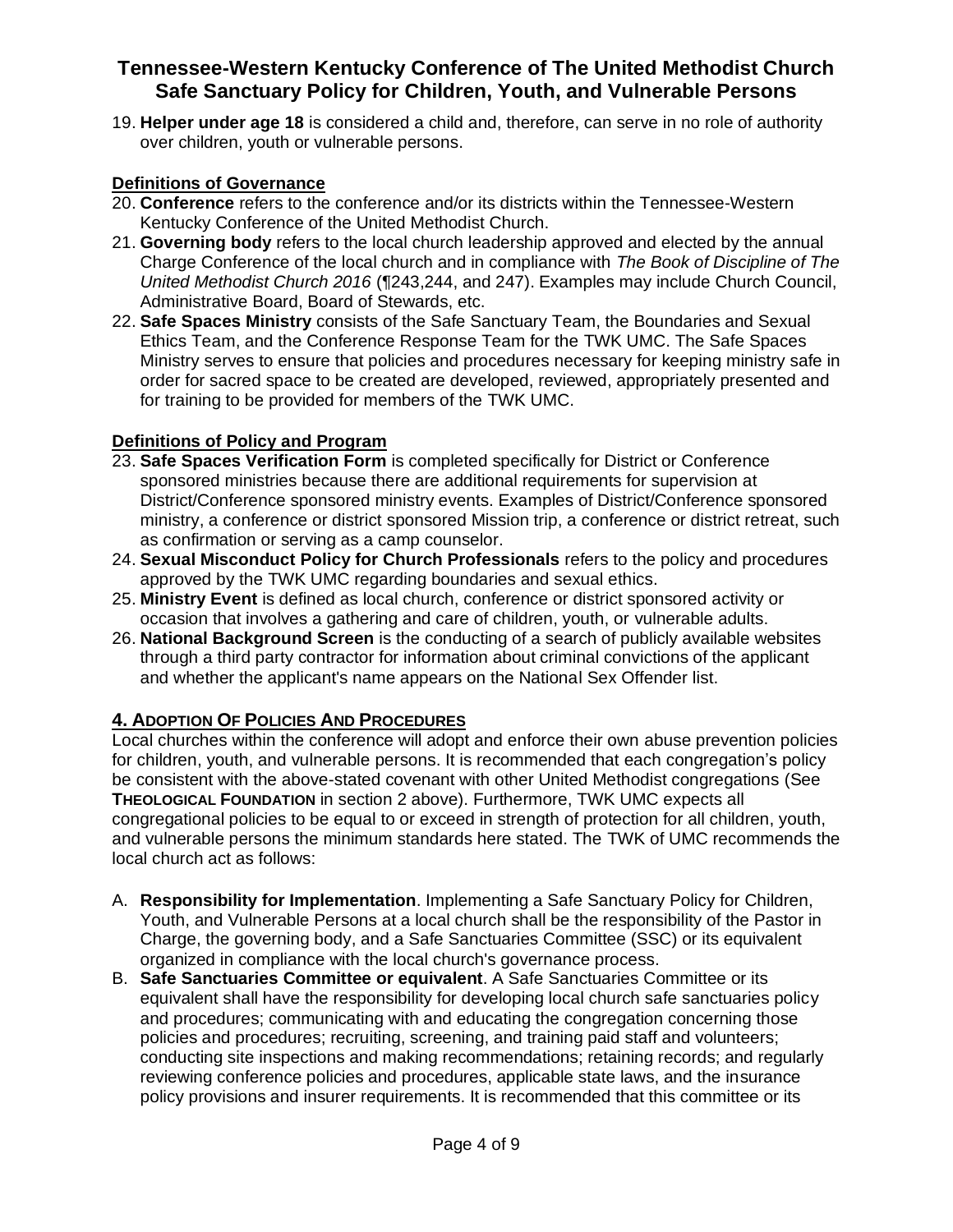19. **Helper under age 18** is considered a child and, therefore, can serve in no role of authority over children, youth or vulnerable persons.

**Definitions of Governance**

20. **Conference** refers to the conference and/or its districts within the Tennessee-Western Kentucky Conference of the United Methodist Church.
21. **Governing body** refers to the local church leadership approved and elected by the annual Charge Conference of the local church and in compliance with *The Book of Discipline of The United Methodist Church 2016* (¶243,244, and 247). Examples may include Church Council, Administrative Board, Board of Stewards, etc.
22. **Safe Spaces Ministry** consists of the Safe Sanctuary Team, the Boundaries and Sexual Ethics Team, and the Conference Response Team for the TWK UMC. The Safe Spaces Ministry serves to ensure that policies and procedures necessary for keeping ministry safe in order for sacred space to be created are developed, reviewed, appropriately presented and for training to be provided for members of the TWK UMC.

**Definitions of Policy and Program**

23. **Safe Spaces Verification Form** is completed specifically for District or Conference sponsored ministries because there are additional requirements for supervision at District/Conference sponsored ministry events. Examples of District/Conference sponsored ministry, a conference or district sponsored Mission trip, a conference or district retreat, such as confirmation or serving as a camp counselor.
24. **Sexual Misconduct Policy for Church Professionals** refers to the policy and procedures approved by the TWK UMC regarding boundaries and sexual ethics.
25. **Ministry Event** is defined as local church, conference or district sponsored activity or occasion that involves a gathering and care of children, youth, or vulnerable adults.
26. **National Background Screen** is the conducting of a search of publicly available websites through a third party contractor for information about criminal convictions of the applicant and whether the applicant's name appears on the National Sex Offender list.

## 4. Adoption Of Policies And Procedures

Local churches within the conference will adopt and enforce their own abuse prevention policies for children, youth, and vulnerable persons. It is recommended that each congregation's policy be consistent with the above-stated covenant with other United Methodist congregations (See **Theological Foundation** in section 2 above). Furthermore, TWK UMC expects all congregational policies to be equal to or exceed in strength of protection for all children, youth, and vulnerable persons the minimum standards here stated. The TWK of UMC recommends the local church act as follows:

A. **Responsibility for Implementation**. Implementing a Safe Sanctuary Policy for Children, Youth, and Vulnerable Persons at a local church shall be the responsibility of the Pastor in Charge, the governing body, and a Safe Sanctuaries Committee (SSC) or its equivalent organized in compliance with the local church's governance process.

B. **Safe Sanctuaries Committee or equivalent**. A Safe Sanctuaries Committee or its equivalent shall have the responsibility for developing local church safe sanctuaries policy and procedures; communicating with and educating the congregation concerning those policies and procedures; recruiting, screening, and training paid staff and volunteers; conducting site inspections and making recommendations; retaining records; and regularly reviewing conference policies and procedures, applicable state laws, and the insurance policy provisions and insurer requirements. It is recommended that this committee or its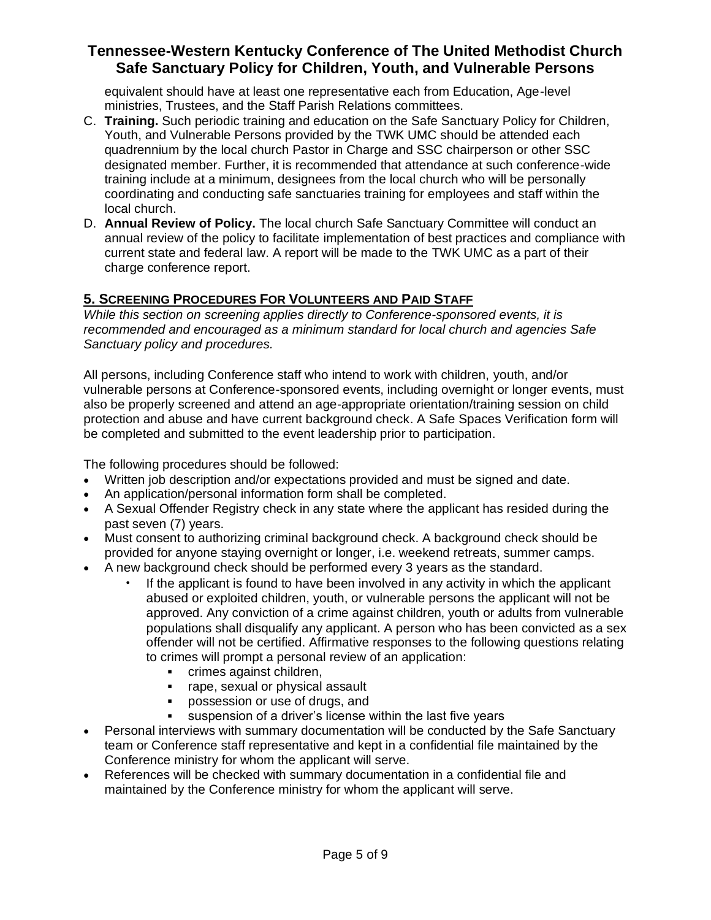equivalent should have at least one representative each from Education, Age-level ministries, Trustees, and the Staff Parish Relations committees.

C. **Training.** Such periodic training and education on the Safe Sanctuary Policy for Children, Youth, and Vulnerable Persons provided by the TWK UMC should be attended each quadrennium by the local church Pastor in Charge and SSC chairperson or other SSC designated member. Further, it is recommended that attendance at such conference-wide training include at a minimum, designees from the local church who will be personally coordinating and conducting safe sanctuaries training for employees and staff within the local church.
D. **Annual Review of Policy.** The local church Safe Sanctuary Committee will conduct an annual review of the policy to facilitate implementation of best practices and compliance with current state and federal law. A report will be made to the TWK UMC as a part of their charge conference report.

## 5. Screening Procedures For Volunteers and Paid Staff

*While this section on screening applies directly to Conference-sponsored events, it is recommended and encouraged as a minimum standard for local church and agencies Safe Sanctuary policy and procedures.*

All persons, including Conference staff who intend to work with children, youth, and/or vulnerable persons at Conference-sponsored events, including overnight or longer events, must also be properly screened and attend an age-appropriate orientation/training session on child protection and abuse and have current background check. A Safe Spaces Verification form will be completed and submitted to the event leadership prior to participation.

The following procedures should be followed:

- Written job description and/or expectations provided and must be signed and date.
- An application/personal information form shall be completed.
- A Sexual Offender Registry check in any state where the applicant has resided during the past seven (7) years.
- Must consent to authorizing criminal background check. A background check should be provided for anyone staying overnight or longer, i.e. weekend retreats, summer camps.
- A new background check should be performed every 3 years as the standard.
  - If the applicant is found to have been involved in any activity in which the applicant abused or exploited children, youth, or vulnerable persons the applicant will not be approved. Any conviction of a crime against children, youth or adults from vulnerable populations shall disqualify any applicant. A person who has been convicted as a sex offender will not be certified. Affirmative responses to the following questions relating to crimes will prompt a personal review of an application:
    - crimes against children,
    - rape, sexual or physical assault
    - possession or use of drugs, and
    - suspension of a driver's license within the last five years
- Personal interviews with summary documentation will be conducted by the Safe Sanctuary team or Conference staff representative and kept in a confidential file maintained by the Conference ministry for whom the applicant will serve.
- References will be checked with summary documentation in a confidential file and maintained by the Conference ministry for whom the applicant will serve.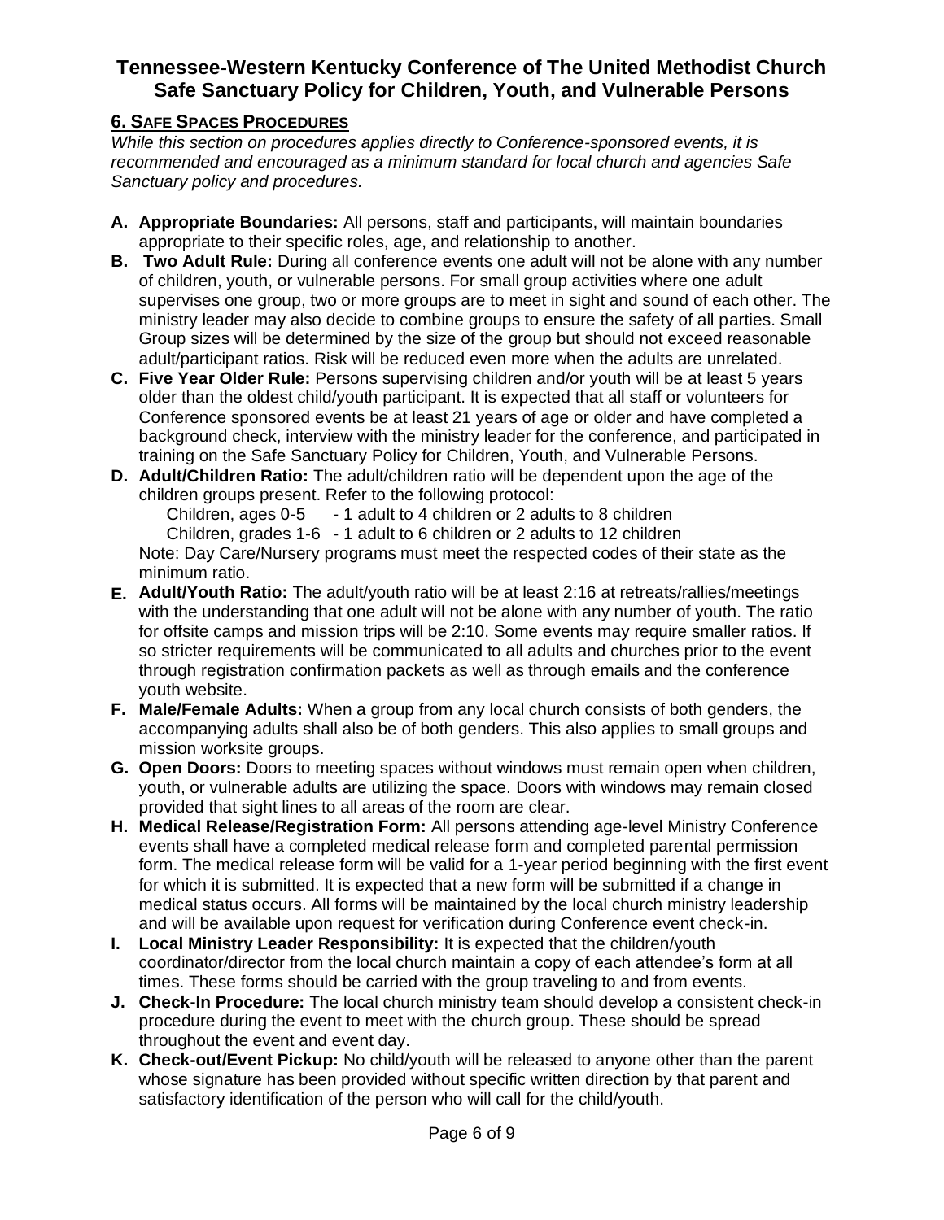## 6. Safe Spaces Procedures

*While this section on procedures applies directly to Conference-sponsored events, it is recommended and encouraged as a minimum standard for local church and agencies Safe Sanctuary policy and procedures.*

- **A. Appropriate Boundaries:** All persons, staff and participants, will maintain boundaries appropriate to their specific roles, age, and relationship to another.
- **B. Two Adult Rule:** During all conference events one adult will not be alone with any number of children, youth, or vulnerable persons. For small group activities where one adult supervises one group, two or more groups are to meet in sight and sound of each other. The ministry leader may also decide to combine groups to ensure the safety of all parties. Small Group sizes will be determined by the size of the group but should not exceed reasonable adult/participant ratios. Risk will be reduced even more when the adults are unrelated.
- **C. Five Year Older Rule:** Persons supervising children and/or youth will be at least 5 years older than the oldest child/youth participant. It is expected that all staff or volunteers for Conference sponsored events be at least 21 years of age or older and have completed a background check, interview with the ministry leader for the conference, and participated in training on the Safe Sanctuary Policy for Children, Youth, and Vulnerable Persons.
- **D. Adult/Children Ratio:** The adult/children ratio will be dependent upon the age of the children groups present. Refer to the following protocol:
  - Children, ages 0-5 - 1 adult to 4 children or 2 adults to 8 children
  - Children, grades 1-6 - 1 adult to 6 children or 2 adults to 12 children

  Note: Day Care/Nursery programs must meet the respected codes of their state as the minimum ratio.
- **E. Adult/Youth Ratio:** The adult/youth ratio will be at least 2:16 at retreats/rallies/meetings with the understanding that one adult will not be alone with any number of youth. The ratio for offsite camps and mission trips will be 2:10. Some events may require smaller ratios. If so stricter requirements will be communicated to all adults and churches prior to the event through registration confirmation packets as well as through emails and the conference youth website.
- **F. Male/Female Adults:** When a group from any local church consists of both genders, the accompanying adults shall also be of both genders. This also applies to small groups and mission worksite groups.
- **G. Open Doors:** Doors to meeting spaces without windows must remain open when children, youth, or vulnerable adults are utilizing the space. Doors with windows may remain closed provided that sight lines to all areas of the room are clear.
- **H. Medical Release/Registration Form:** All persons attending age-level Ministry Conference events shall have a completed medical release form and completed parental permission form. The medical release form will be valid for a 1-year period beginning with the first event for which it is submitted. It is expected that a new form will be submitted if a change in medical status occurs. All forms will be maintained by the local church ministry leadership and will be available upon request for verification during Conference event check-in.
- **I. Local Ministry Leader Responsibility:** It is expected that the children/youth coordinator/director from the local church maintain a copy of each attendee's form at all times. These forms should be carried with the group traveling to and from events.
- **J. Check-In Procedure:** The local church ministry team should develop a consistent check-in procedure during the event to meet with the church group. These should be spread throughout the event and event day.
- **K. Check-out/Event Pickup:** No child/youth will be released to anyone other than the parent whose signature has been provided without specific written direction by that parent and satisfactory identification of the person who will call for the child/youth.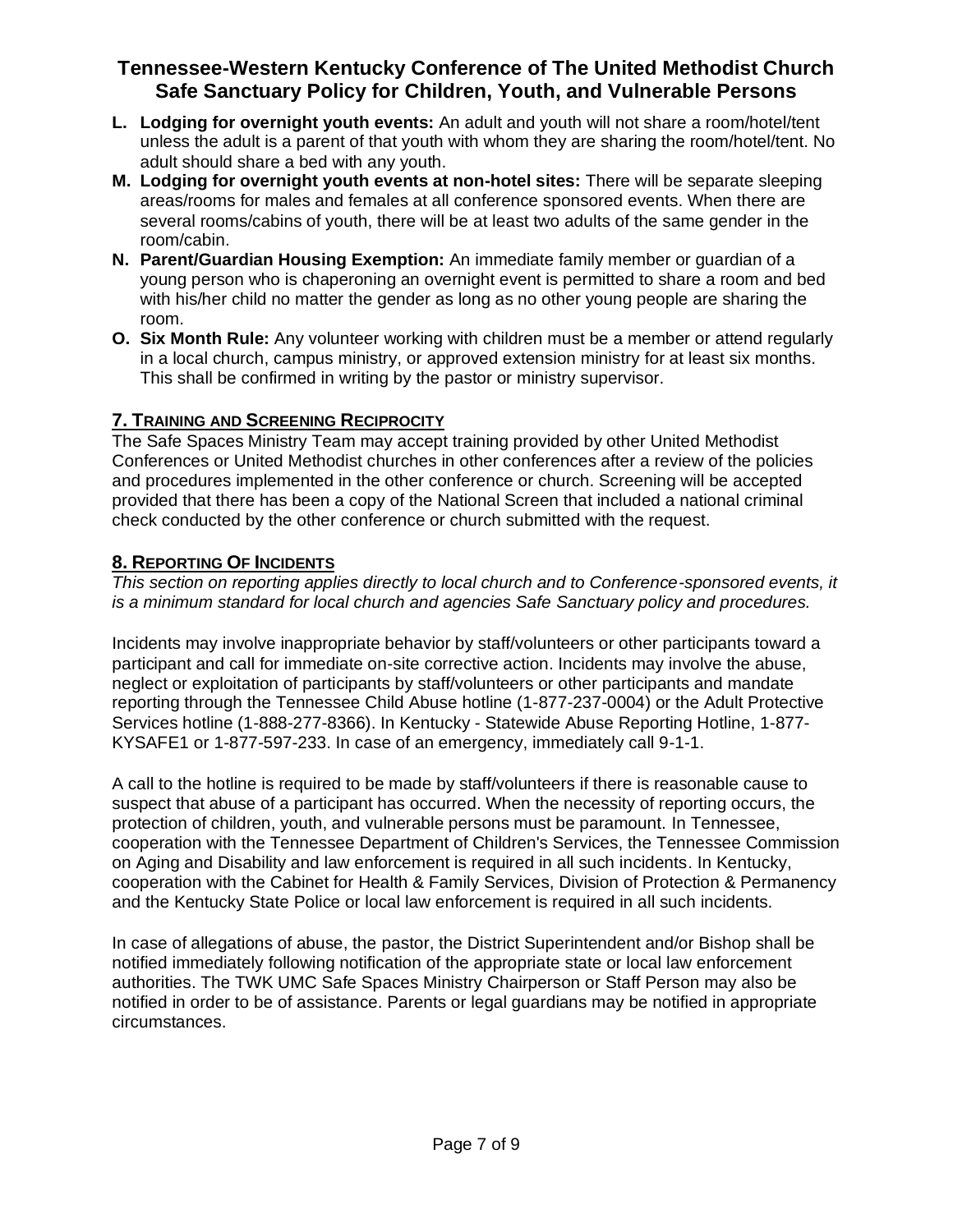- **L. Lodging for overnight youth events:** An adult and youth will not share a room/hotel/tent unless the adult is a parent of that youth with whom they are sharing the room/hotel/tent. No adult should share a bed with any youth.
- **M. Lodging for overnight youth events at non-hotel sites:** There will be separate sleeping areas/rooms for males and females at all conference sponsored events. When there are several rooms/cabins of youth, there will be at least two adults of the same gender in the room/cabin.
- **N. Parent/Guardian Housing Exemption:** An immediate family member or guardian of a young person who is chaperoning an overnight event is permitted to share a room and bed with his/her child no matter the gender as long as no other young people are sharing the room.
- **O. Six Month Rule:** Any volunteer working with children must be a member or attend regularly in a local church, campus ministry, or approved extension ministry for at least six months. This shall be confirmed in writing by the pastor or ministry supervisor.

## 7. Training and Screening Reciprocity

The Safe Spaces Ministry Team may accept training provided by other United Methodist Conferences or United Methodist churches in other conferences after a review of the policies and procedures implemented in the other conference or church. Screening will be accepted provided that there has been a copy of the National Screen that included a national criminal check conducted by the other conference or church submitted with the request.

## 8. Reporting Of Incidents

*This section on reporting applies directly to local church and to Conference-sponsored events, it is a minimum standard for local church and agencies Safe Sanctuary policy and procedures.*

Incidents may involve inappropriate behavior by staff/volunteers or other participants toward a participant and call for immediate on-site corrective action. Incidents may involve the abuse, neglect or exploitation of participants by staff/volunteers or other participants and mandate reporting through the Tennessee Child Abuse hotline (1-877-237-0004) or the Adult Protective Services hotline (1-888-277-8366). In Kentucky - Statewide Abuse Reporting Hotline, 1-877-KYSAFE1 or 1-877-597-233. In case of an emergency, immediately call 9-1-1.

A call to the hotline is required to be made by staff/volunteers if there is reasonable cause to suspect that abuse of a participant has occurred. When the necessity of reporting occurs, the protection of children, youth, and vulnerable persons must be paramount. In Tennessee, cooperation with the Tennessee Department of Children's Services, the Tennessee Commission on Aging and Disability and law enforcement is required in all such incidents. In Kentucky, cooperation with the Cabinet for Health & Family Services, Division of Protection & Permanency and the Kentucky State Police or local law enforcement is required in all such incidents.

In case of allegations of abuse, the pastor, the District Superintendent and/or Bishop shall be notified immediately following notification of the appropriate state or local law enforcement authorities. The TWK UMC Safe Spaces Ministry Chairperson or Staff Person may also be notified in order to be of assistance. Parents or legal guardians may be notified in appropriate circumstances.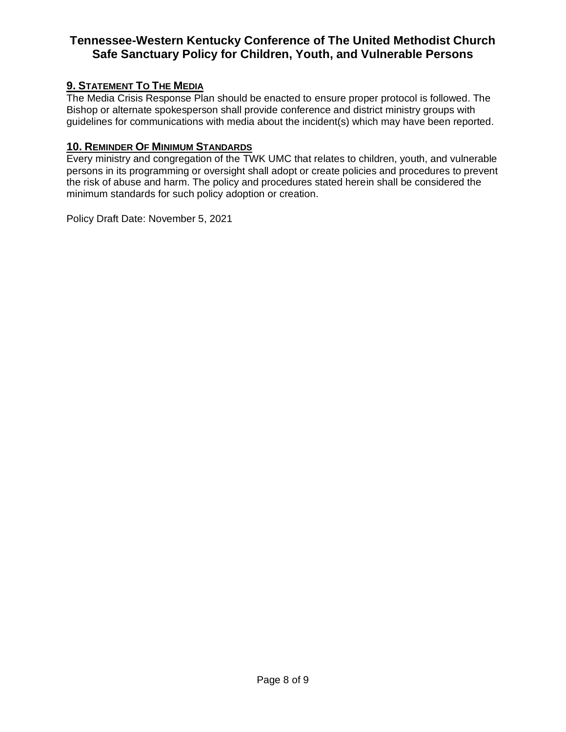## 9. Statement To The Media

The Media Crisis Response Plan should be enacted to ensure proper protocol is followed. The Bishop or alternate spokesperson shall provide conference and district ministry groups with guidelines for communications with media about the incident(s) which may have been reported.

## 10. Reminder Of Minimum Standards

Every ministry and congregation of the TWK UMC that relates to children, youth, and vulnerable persons in its programming or oversight shall adopt or create policies and procedures to prevent the risk of abuse and harm. The policy and procedures stated herein shall be considered the minimum standards for such policy adoption or creation.

Policy Draft Date: November 5, 2021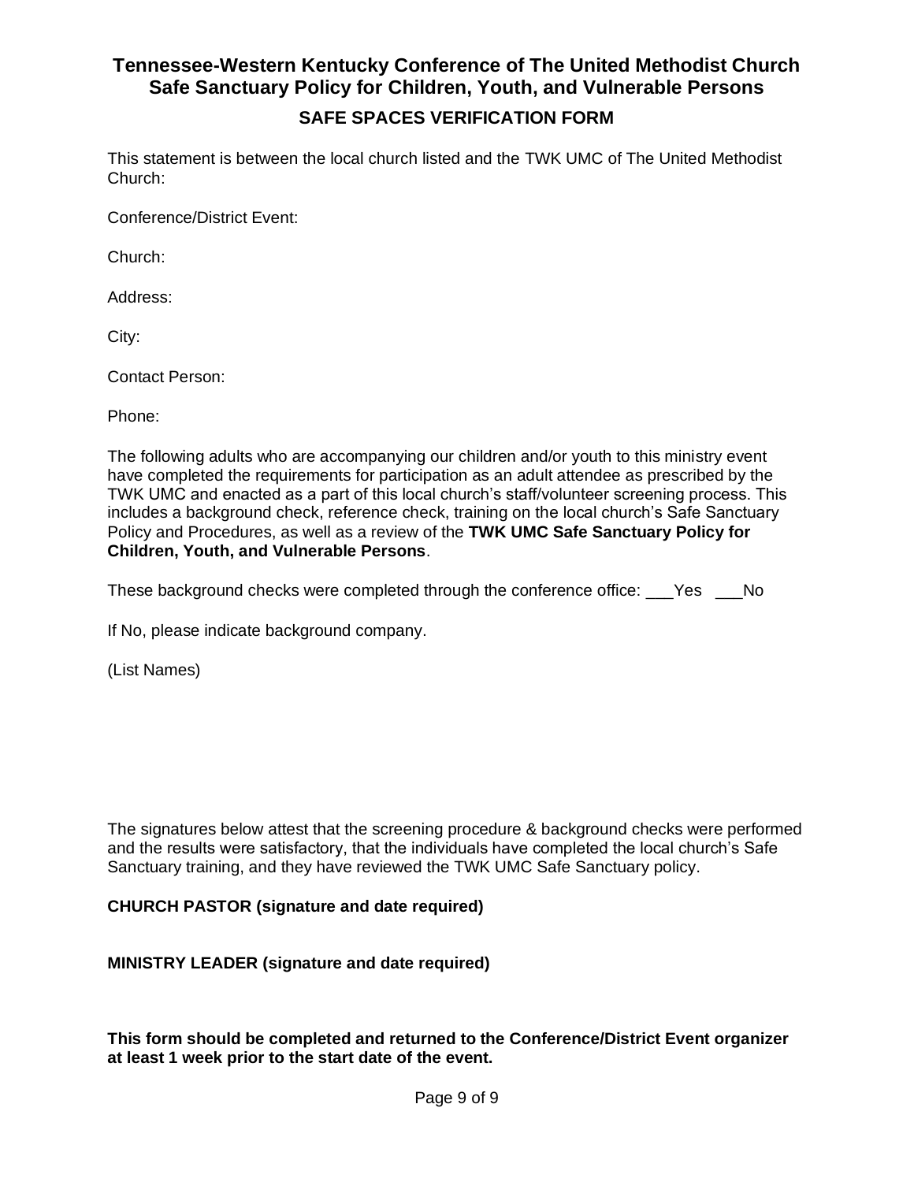# Tennessee-Western Kentucky Conference of The United Methodist Church
# Safe Sanctuary Policy for Children, Youth, and Vulnerable Persons

## SAFE SPACES VERIFICATION FORM

This statement is between the local church listed and the TWK UMC of The United Methodist Church:

Conference/District Event:

Church:

Address:

City:

Contact Person:

Phone:

The following adults who are accompanying our children and/or youth to this ministry event have completed the requirements for participation as an adult attendee as prescribed by the TWK UMC and enacted as a part of this local church's staff/volunteer screening process. This includes a background check, reference check, training on the local church's Safe Sanctuary Policy and Procedures, as well as a review of the **TWK UMC Safe Sanctuary Policy for Children, Youth, and Vulnerable Persons**.

These background checks were completed through the conference office: ___Yes ___No

If No, please indicate background company.

(List Names)

The signatures below attest that the screening procedure & background checks were performed and the results were satisfactory, that the individuals have completed the local church's Safe Sanctuary training, and they have reviewed the TWK UMC Safe Sanctuary policy.

**CHURCH PASTOR (signature and date required)**

**MINISTRY LEADER (signature and date required)**

**This form should be completed and returned to the Conference/District Event organizer at least 1 week prior to the start date of the event.**